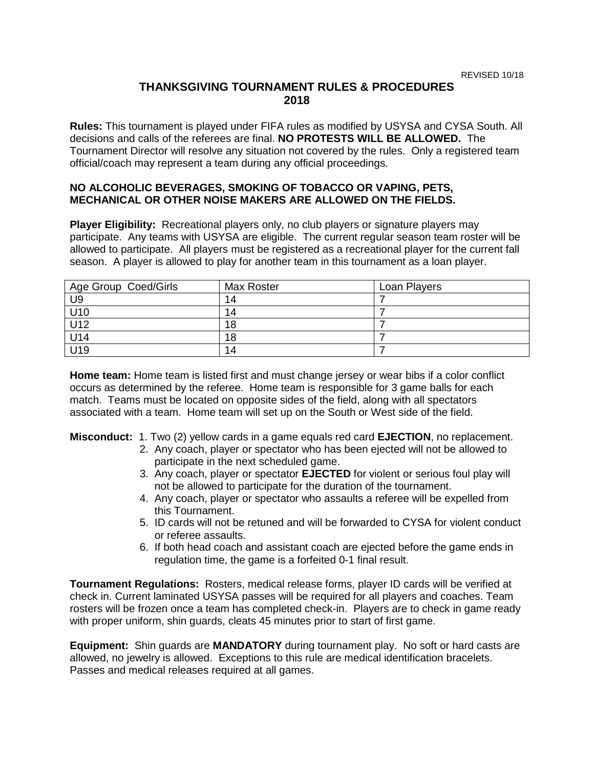REVISED 10/18

# THANKSGIVING TOURNAMENT RULES & PROCEDURES 2018

**Rules:** This tournament is played under FIFA rules as modified by USYSA and CYSA South. All decisions and calls of the referees are final. **NO PROTESTS WILL BE ALLOWED.** The Tournament Director will resolve any situation not covered by the rules. Only a registered team official/coach may represent a team during any official proceedings.

**NO ALCOHOLIC BEVERAGES, SMOKING OF TOBACCO OR VAPING, PETS, MECHANICAL OR OTHER NOISE MAKERS ARE ALLOWED ON THE FIELDS.**

**Player Eligibility:** Recreational players only, no club players or signature players may participate. Any teams with USYSA are eligible. The current regular season team roster will be allowed to participate. All players must be registered as a recreational player for the current fall season. A player is allowed to play for another team in this tournament as a loan player.

| Age Group Coed/Girls | Max Roster | Loan Players |
|---|---|---|
| U9 | 14 | 7 |
| U10 | 14 | 7 |
| U12 | 18 | 7 |
| U14 | 18 | 7 |
| U19 | 14 | 7 |

**Home team:** Home team is listed first and must change jersey or wear bibs if a color conflict occurs as determined by the referee. Home team is responsible for 3 game balls for each match. Teams must be located on opposite sides of the field, along with all spectators associated with a team. Home team will set up on the South or West side of the field.

**Misconduct:**
1. Two (2) yellow cards in a game equals red card **EJECTION**, no replacement.
2. Any coach, player or spectator who has been ejected will not be allowed to participate in the next scheduled game.
3. Any coach, player or spectator **EJECTED** for violent or serious foul play will not be allowed to participate for the duration of the tournament.
4. Any coach, player or spectator who assaults a referee will be expelled from this Tournament.
5. ID cards will not be retuned and will be forwarded to CYSA for violent conduct or referee assaults.
6. If both head coach and assistant coach are ejected before the game ends in regulation time, the game is a forfeited 0-1 final result.

**Tournament Regulations:** Rosters, medical release forms, player ID cards will be verified at check in. Current laminated USYSA passes will be required for all players and coaches. Team rosters will be frozen once a team has completed check-in. Players are to check in game ready with proper uniform, shin guards, cleats 45 minutes prior to start of first game.

**Equipment:** Shin guards are **MANDATORY** during tournament play. No soft or hard casts are allowed, no jewelry is allowed. Exceptions to this rule are medical identification bracelets. Passes and medical releases required at all games.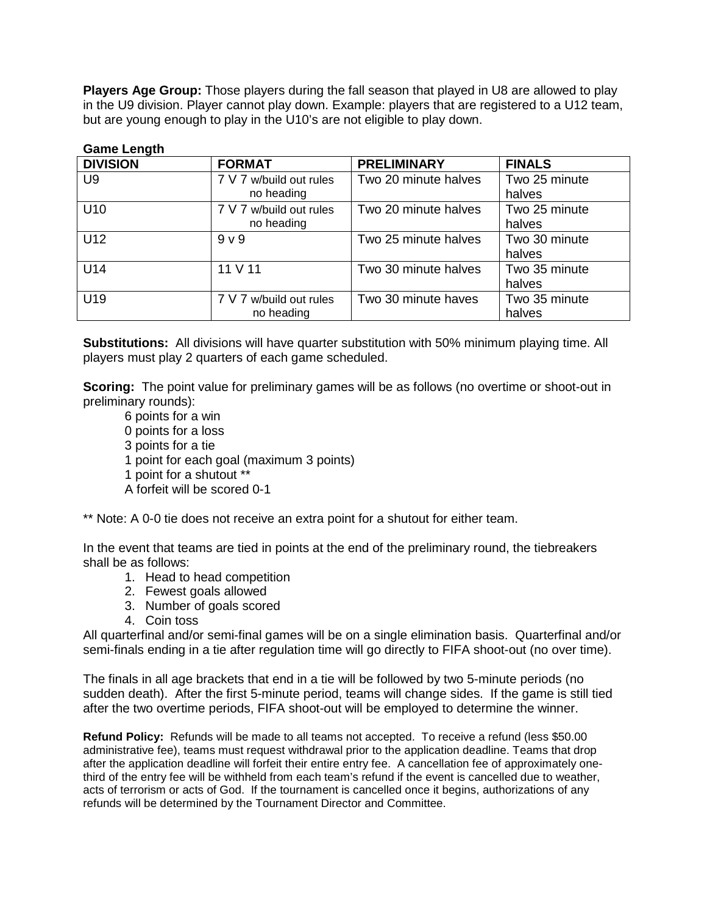**Players Age Group:** Those players during the fall season that played in U8 are allowed to play in the U9 division. Player cannot play down. Example: players that are registered to a U12 team, but are young enough to play in the U10's are not eligible to play down.

**Game Length**

| **DIVISION** | **FORMAT** | **PRELIMINARY** | **FINALS** |
|---|---|---|---|
| U9 | 7 V 7 w/build out rules no heading | Two 20 minute halves | Two 25 minute halves |
| U10 | 7 V 7 w/build out rules no heading | Two 20 minute halves | Two 25 minute halves |
| U12 | 9 v 9 | Two 25 minute halves | Two 30 minute halves |
| U14 | 11 V 11 | Two 30 minute halves | Two 35 minute halves |
| U19 | 7 V 7 w/build out rules no heading | Two 30 minute haves | Two 35 minute halves |

**Substitutions:** All divisions will have quarter substitution with 50% minimum playing time. All players must play 2 quarters of each game scheduled.

**Scoring:** The point value for preliminary games will be as follows (no overtime or shoot-out in preliminary rounds):

6 points for a win
0 points for a loss
3 points for a tie
1 point for each goal (maximum 3 points)
1 point for a shutout **
A forfeit will be scored 0-1

** Note: A 0-0 tie does not receive an extra point for a shutout for either team.

In the event that teams are tied in points at the end of the preliminary round, the tiebreakers shall be as follows:

1. Head to head competition
2. Fewest goals allowed
3. Number of goals scored
4. Coin toss

All quarterfinal and/or semi-final games will be on a single elimination basis. Quarterfinal and/or semi-finals ending in a tie after regulation time will go directly to FIFA shoot-out (no over time).

The finals in all age brackets that end in a tie will be followed by two 5-minute periods (no sudden death). After the first 5-minute period, teams will change sides. If the game is still tied after the two overtime periods, FIFA shoot-out will be employed to determine the winner.

**Refund Policy:** Refunds will be made to all teams not accepted. To receive a refund (less $50.00 administrative fee), teams must request withdrawal prior to the application deadline. Teams that drop after the application deadline will forfeit their entire entry fee. A cancellation fee of approximately one-third of the entry fee will be withheld from each team's refund if the event is cancelled due to weather, acts of terrorism or acts of God. If the tournament is cancelled once it begins, authorizations of any refunds will be determined by the Tournament Director and Committee.